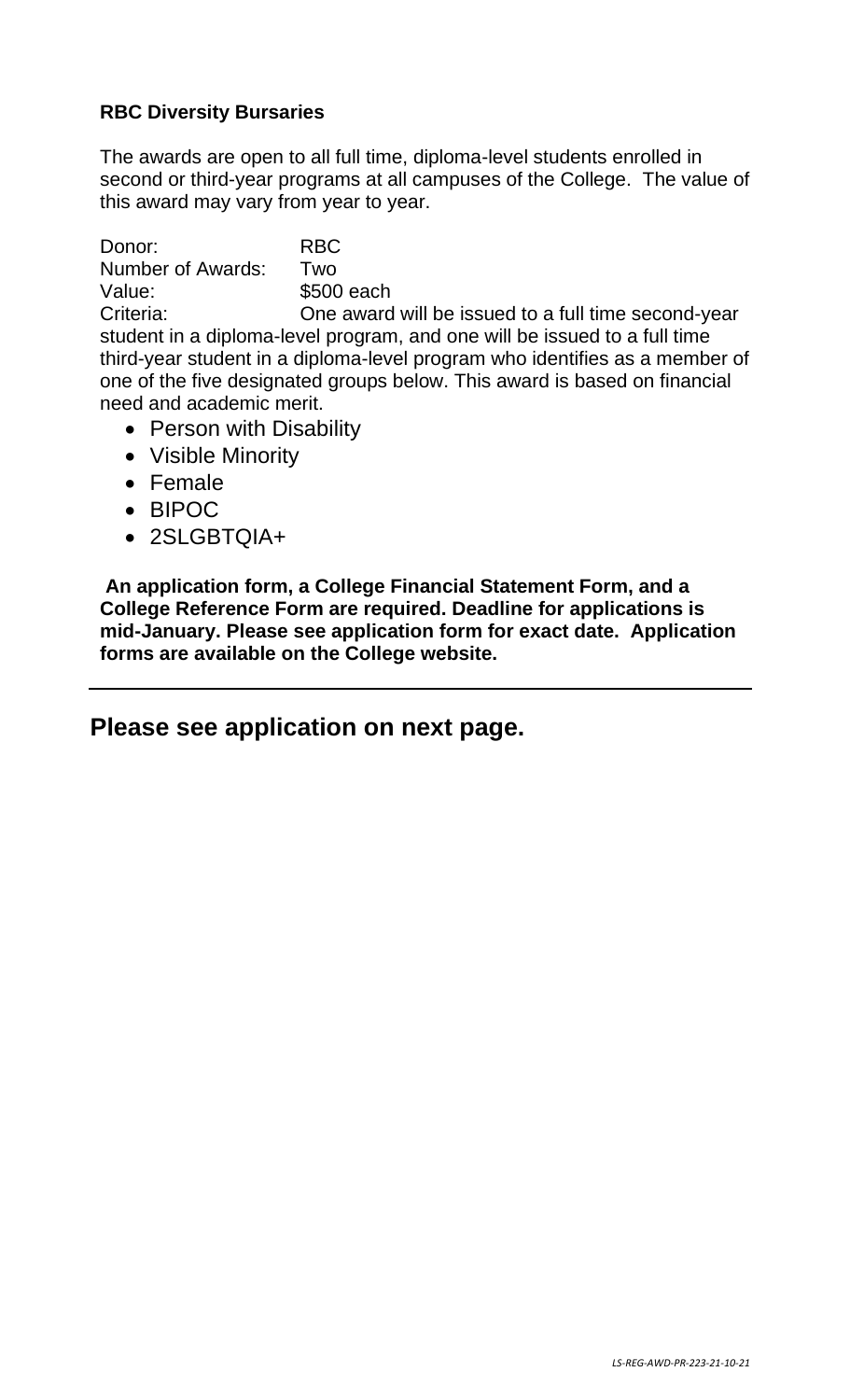**RBC Diversity Bursaries**

The awards are open to all full time, diploma-level students enrolled in second or third-year programs at all campuses of the College. The value of this award may vary from year to year.

Donor: RBC
Number of Awards: Two
Value: $500 each
Criteria: One award will be issued to a full time second-year student in a diploma-level program, and one will be issued to a full time third-year student in a diploma-level program who identifies as a member of one of the five designated groups below. This award is based on financial need and academic merit.

- Person with Disability
- Visible Minority
- Female
- BIPOC
- 2SLGBTQIA+

**An application form, a College Financial Statement Form, and a College Reference Form are required. Deadline for applications is mid-January. Please see application form for exact date. Application forms are available on the College website.**

---

## Please see application on next page.

*LS-REG-AWD-PR-223-21-10-21*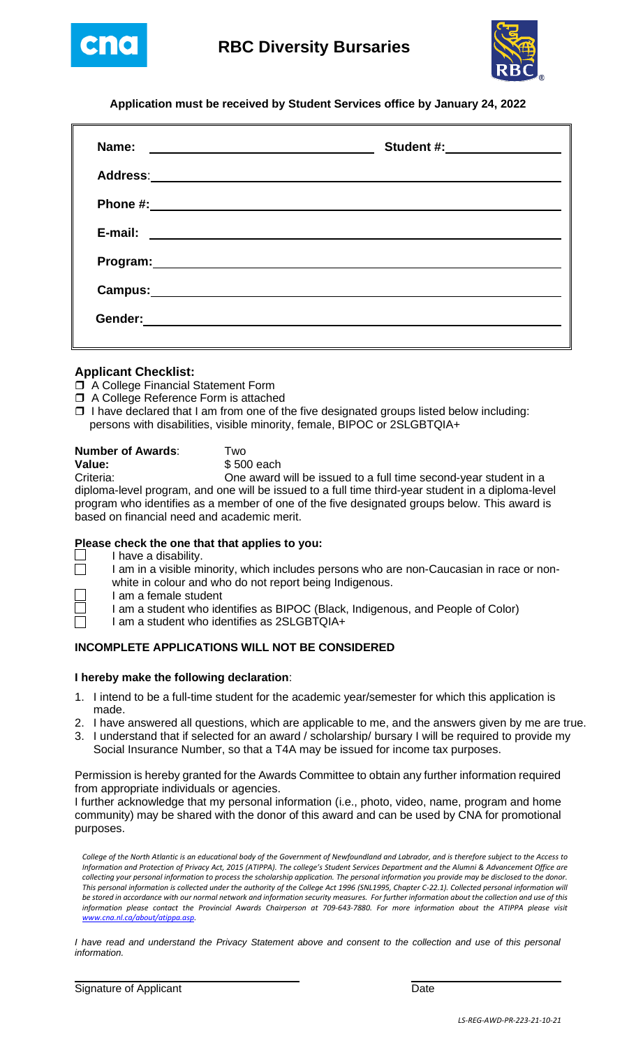# RBC Diversity Bursaries

**Application must be received by Student Services office by January 24, 2022**

**Name:** ______________________ **Student #:** ______________

**Address:** ______________________

**Phone #:** ______________________

**E-mail:** ______________________

**Program:** ______________________

**Campus:** ______________________

**Gender:** ______________________

## Applicant Checklist:

- ☐ A College Financial Statement Form
- ☐ A College Reference Form is attached
- ☐ I have declared that I am from one of the five designated groups listed below including: persons with disabilities, visible minority, female, BIPOC or 2SLGBTQIA+

**Number of Awards**: Two

**Value:** $ 500 each

Criteria: One award will be issued to a full time second-year student in a diploma-level program, and one will be issued to a full time third-year student in a diploma-level program who identifies as a member of one of the five designated groups below. This award is based on financial need and academic merit.

**Please check the one that that applies to you:**

- ☐ I have a disability.
- ☐ I am in a visible minority, which includes persons who are non-Caucasian in race or non-white in colour and who do not report being Indigenous.
- ☐ I am a female student
- ☐ I am a student who identifies as BIPOC (Black, Indigenous, and People of Color)
- ☐ I am a student who identifies as 2SLGBTQIA+

**INCOMPLETE APPLICATIONS WILL NOT BE CONSIDERED**

**I hereby make the following declaration**:

1. I intend to be a full-time student for the academic year/semester for which this application is made.
2. I have answered all questions, which are applicable to me, and the answers given by me are true.
3. I understand that if selected for an award / scholarship/ bursary I will be required to provide my Social Insurance Number, so that a T4A may be issued for income tax purposes.

Permission is hereby granted for the Awards Committee to obtain any further information required from appropriate individuals or agencies.

I further acknowledge that my personal information (i.e., photo, video, name, program and home community) may be shared with the donor of this award and can be used by CNA for promotional purposes.

*College of the North Atlantic is an educational body of the Government of Newfoundland and Labrador, and is therefore subject to the Access to Information and Protection of Privacy Act, 2015 (ATIPPA). The college's Student Services Department and the Alumni & Advancement Office are collecting your personal information to process the scholarship application. The personal information you provide may be disclosed to the donor. This personal information is collected under the authority of the College Act 1996 (SNL1995, Chapter C-22.1). Collected personal information will be stored in accordance with our normal network and information security measures. For further information about the collection and use of this information please contact the Provincial Awards Chairperson at 709-643-7880. For more information about the ATIPPA please visit www.cna.nl.ca/about/atippa.asp.*

*I have read and understand the Privacy Statement above and consent to the collection and use of this personal information.*

Signature of Applicant ______________________ Date ______________

LS-REG-AWD-PR-223-21-10-21